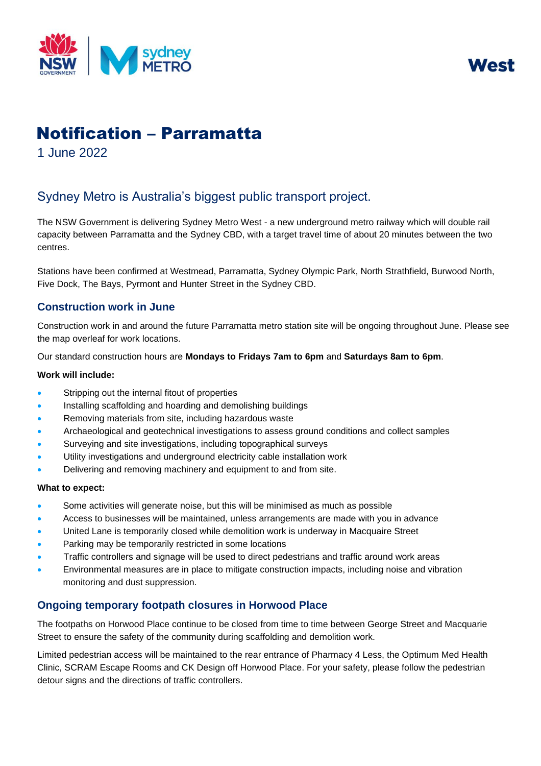West

# Notification – Parramatta

1 June 2022

## Sydney Metro is Australia's biggest public transport project.

The NSW Government is delivering Sydney Metro West - a new underground metro railway which will double rail capacity between Parramatta and the Sydney CBD, with a target travel time of about 20 minutes between the two centres.

Stations have been confirmed at Westmead, Parramatta, Sydney Olympic Park, North Strathfield, Burwood North, Five Dock, The Bays, Pyrmont and Hunter Street in the Sydney CBD.

### Construction work in June

Construction work in and around the future Parramatta metro station site will be ongoing throughout June. Please see the map overleaf for work locations.

Our standard construction hours are **Mondays to Fridays 7am to 6pm** and **Saturdays 8am to 6pm**.

**Work will include:**

- Stripping out the internal fitout of properties
- Installing scaffolding and hoarding and demolishing buildings
- Removing materials from site, including hazardous waste
- Archaeological and geotechnical investigations to assess ground conditions and collect samples
- Surveying and site investigations, including topographical surveys
- Utility investigations and underground electricity cable installation work
- Delivering and removing machinery and equipment to and from site.

**What to expect:**

- Some activities will generate noise, but this will be minimised as much as possible
- Access to businesses will be maintained, unless arrangements are made with you in advance
- United Lane is temporarily closed while demolition work is underway in Macquaire Street
- Parking may be temporarily restricted in some locations
- Traffic controllers and signage will be used to direct pedestrians and traffic around work areas
- Environmental measures are in place to mitigate construction impacts, including noise and vibration monitoring and dust suppression.

### Ongoing temporary footpath closures in Horwood Place

The footpaths on Horwood Place continue to be closed from time to time between George Street and Macquarie Street to ensure the safety of the community during scaffolding and demolition work.

Limited pedestrian access will be maintained to the rear entrance of Pharmacy 4 Less, the Optimum Med Health Clinic, SCRAM Escape Rooms and CK Design off Horwood Place. For your safety, please follow the pedestrian detour signs and the directions of traffic controllers.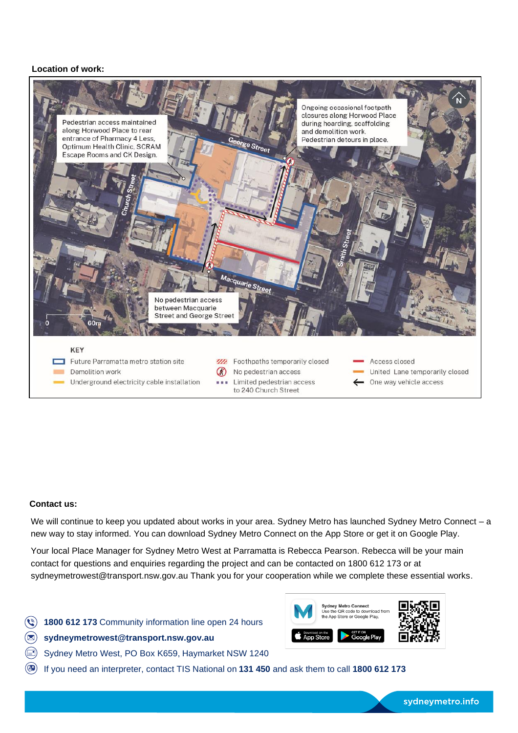**Location of work:**

Pedestrian access maintained along Horwood Place to rear entrance of Pharmacy 4 Less, Optimum Health Clinic, SCRAM Escape Rooms and CK Design.

Ongoing occasional footpath closures along Horwood Place during hoarding, scaffolding and demolition work. Pedestrian detours in place.

No pedestrian access between Macquarie Street and George Street

George Street

Church Street

Smith Street

Macquarie Street

0

60m

N

KEY

Future Parramatta metro station site

Demolition work

Underground electricity cable installation

Foothpaths temporarily closed

No pedestrian access

Limited pedestrian access to 240 Church Street

Access closed

United Lane temporarily closed

One way vehicle access

**Contact us:**

We will continue to keep you updated about works in your area. Sydney Metro has launched Sydney Metro Connect – a new way to stay informed. You can download Sydney Metro Connect on the App Store or get it on Google Play.

Your local Place Manager for Sydney Metro West at Parramatta is Rebecca Pearson. Rebecca will be your main contact for questions and enquiries regarding the project and can be contacted on 1800 612 173 or at sydneymetrowest@transport.nsw.gov.au Thank you for your cooperation while we complete these essential works.

Sydney Metro Connect
Use the QR code to download from the App Store or Google Play.

Download on the App Store

GET IT ON Google Play

**1800 612 173** Community information line open 24 hours

**sydneymetrowest@transport.nsw.gov.au**

Sydney Metro West, PO Box K659, Haymarket NSW 1240

If you need an interpreter, contact TIS National on **131 450** and ask them to call **1800 612 173**

sydneymetro.info